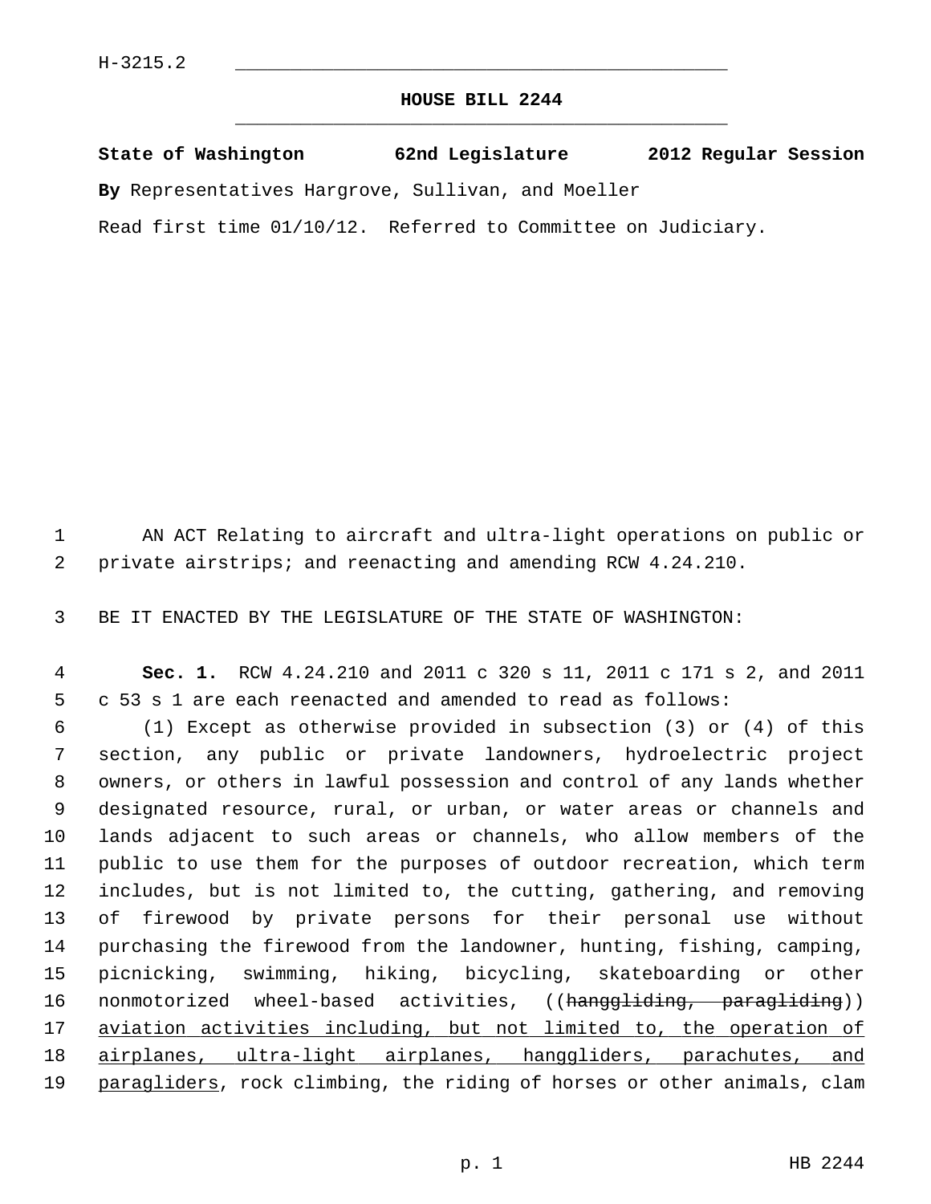H-3215.2

**HOUSE BILL 2244**

**State of Washington 62nd Legislature 2012 Regular Session**

**By** Representatives Hargrove, Sullivan, and Moeller

Read first time 01/10/12. Referred to Committee on Judiciary.

AN ACT Relating to aircraft and ultra-light operations on public or private airstrips; and reenacting and amending RCW 4.24.210.

BE IT ENACTED BY THE LEGISLATURE OF THE STATE OF WASHINGTON:

**Sec. 1.** RCW 4.24.210 and 2011 c 320 s 11, 2011 c 171 s 2, and 2011 c 53 s 1 are each reenacted and amended to read as follows:

(1) Except as otherwise provided in subsection (3) or (4) of this section, any public or private landowners, hydroelectric project owners, or others in lawful possession and control of any lands whether designated resource, rural, or urban, or water areas or channels and lands adjacent to such areas or channels, who allow members of the public to use them for the purposes of outdoor recreation, which term includes, but is not limited to, the cutting, gathering, and removing of firewood by private persons for their personal use without purchasing the firewood from the landowner, hunting, fishing, camping, picnicking, swimming, hiking, bicycling, skateboarding or other nonmotorized wheel-based activities, ((~~hanggliding, paragliding~~)) <u>aviation activities including, but not limited to, the operation of airplanes, ultra-light airplanes, hanggliders, parachutes, and paragliders</u>, rock climbing, the riding of horses or other animals, clam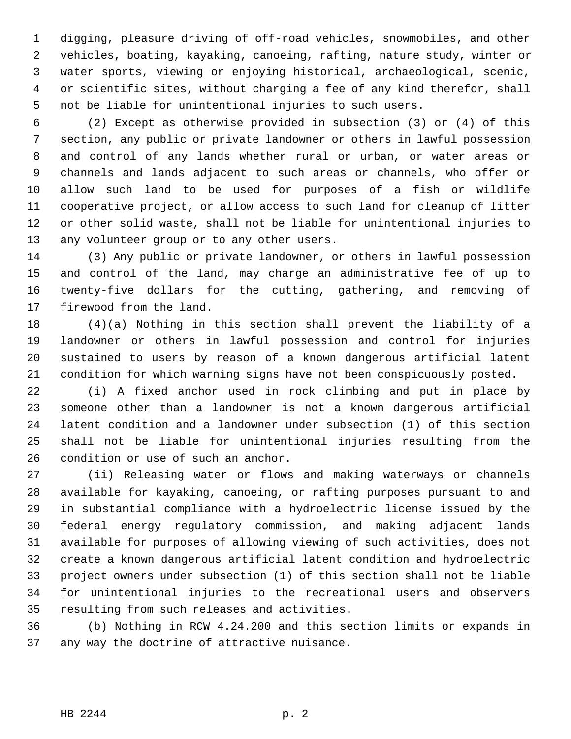digging, pleasure driving of off-road vehicles, snowmobiles, and other vehicles, boating, kayaking, canoeing, rafting, nature study, winter or water sports, viewing or enjoying historical, archaeological, scenic, or scientific sites, without charging a fee of any kind therefor, shall not be liable for unintentional injuries to such users.

(2) Except as otherwise provided in subsection (3) or (4) of this section, any public or private landowner or others in lawful possession and control of any lands whether rural or urban, or water areas or channels and lands adjacent to such areas or channels, who offer or allow such land to be used for purposes of a fish or wildlife cooperative project, or allow access to such land for cleanup of litter or other solid waste, shall not be liable for unintentional injuries to any volunteer group or to any other users.

(3) Any public or private landowner, or others in lawful possession and control of the land, may charge an administrative fee of up to twenty-five dollars for the cutting, gathering, and removing of firewood from the land.

(4)(a) Nothing in this section shall prevent the liability of a landowner or others in lawful possession and control for injuries sustained to users by reason of a known dangerous artificial latent condition for which warning signs have not been conspicuously posted.

(i) A fixed anchor used in rock climbing and put in place by someone other than a landowner is not a known dangerous artificial latent condition and a landowner under subsection (1) of this section shall not be liable for unintentional injuries resulting from the condition or use of such an anchor.

(ii) Releasing water or flows and making waterways or channels available for kayaking, canoeing, or rafting purposes pursuant to and in substantial compliance with a hydroelectric license issued by the federal energy regulatory commission, and making adjacent lands available for purposes of allowing viewing of such activities, does not create a known dangerous artificial latent condition and hydroelectric project owners under subsection (1) of this section shall not be liable for unintentional injuries to the recreational users and observers resulting from such releases and activities.

(b) Nothing in RCW 4.24.200 and this section limits or expands in any way the doctrine of attractive nuisance.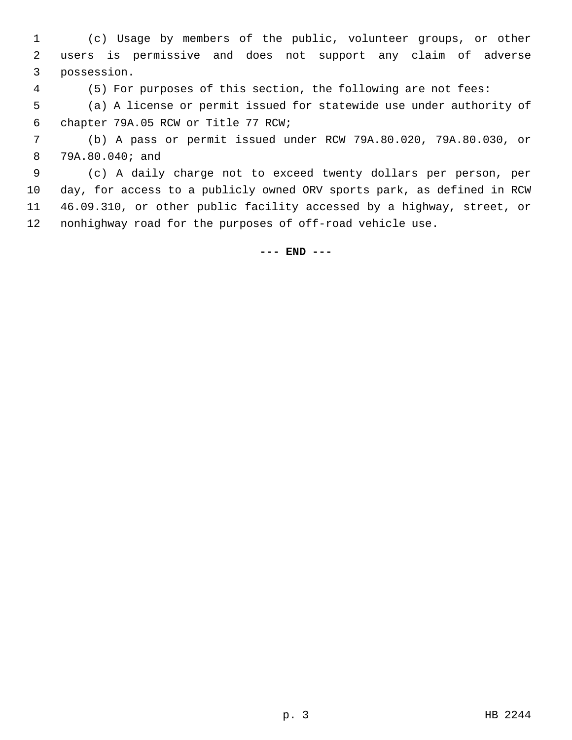(c) Usage by members of the public, volunteer groups, or other users is permissive and does not support any claim of adverse possession.

(5) For purposes of this section, the following are not fees:

(a) A license or permit issued for statewide use under authority of chapter 79A.05 RCW or Title 77 RCW;

(b) A pass or permit issued under RCW 79A.80.020, 79A.80.030, or 79A.80.040; and

(c) A daily charge not to exceed twenty dollars per person, per day, for access to a publicly owned ORV sports park, as defined in RCW 46.09.310, or other public facility accessed by a highway, street, or nonhighway road for the purposes of off-road vehicle use.

**--- END ---**